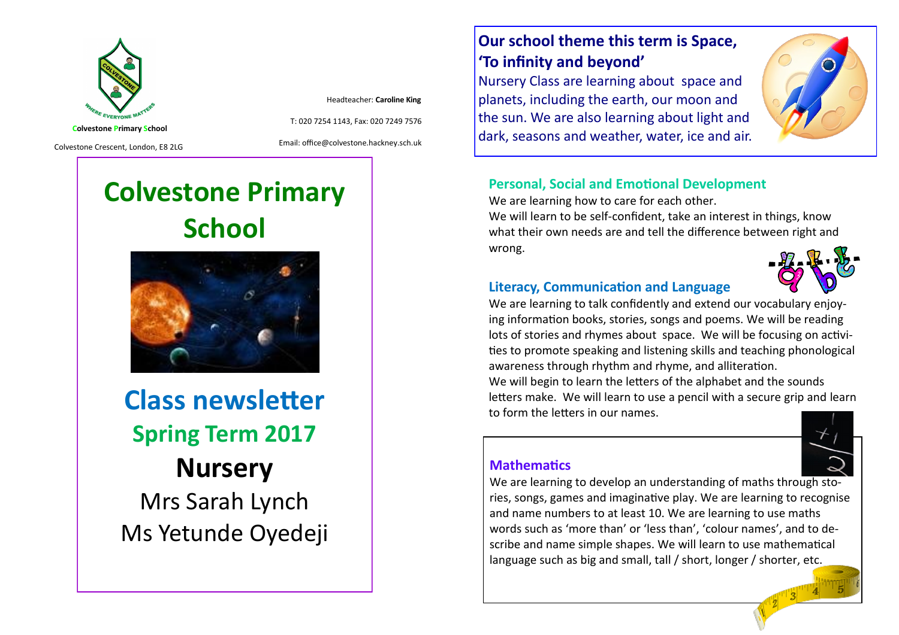Colvestone Primary School

Colvestone Crescent, London, E8 2LG

Headteacher: **Caroline King**

T: 020 7254 1143, Fax: 020 7249 7576

Email: office@colvestone.hackney.sch.uk

# Colvestone Primary School

# Class newsletter

## Spring Term 2017

## Nursery

Mrs Sarah Lynch

Ms Yetunde Oyedeji

## Our school theme this term is Space, 'To infinity and beyond'

Nursery Class are learning about space and planets, including the earth, our moon and the sun. We are also learning about light and dark, seasons and weather, water, ice and air.

### Personal, Social and Emotional Development

We are learning how to care for each other.

We will learn to be self-confident, take an interest in things, know what their own needs are and tell the difference between right and wrong.

### Literacy, Communication and Language

We are learning to talk confidently and extend our vocabulary enjoying information books, stories, songs and poems. We will be reading lots of stories and rhymes about space. We will be focusing on activities to promote speaking and listening skills and teaching phonological awareness through rhythm and rhyme, and alliteration.

We will begin to learn the letters of the alphabet and the sounds letters make. We will learn to use a pencil with a secure grip and learn to form the letters in our names.

### Mathematics

We are learning to develop an understanding of maths through stories, songs, games and imaginative play. We are learning to recognise and name numbers to at least 10. We are learning to use maths words such as 'more than' or 'less than', 'colour names', and to describe and name simple shapes. We will learn to use mathematical language such as big and small, tall / short, longer / shorter, etc.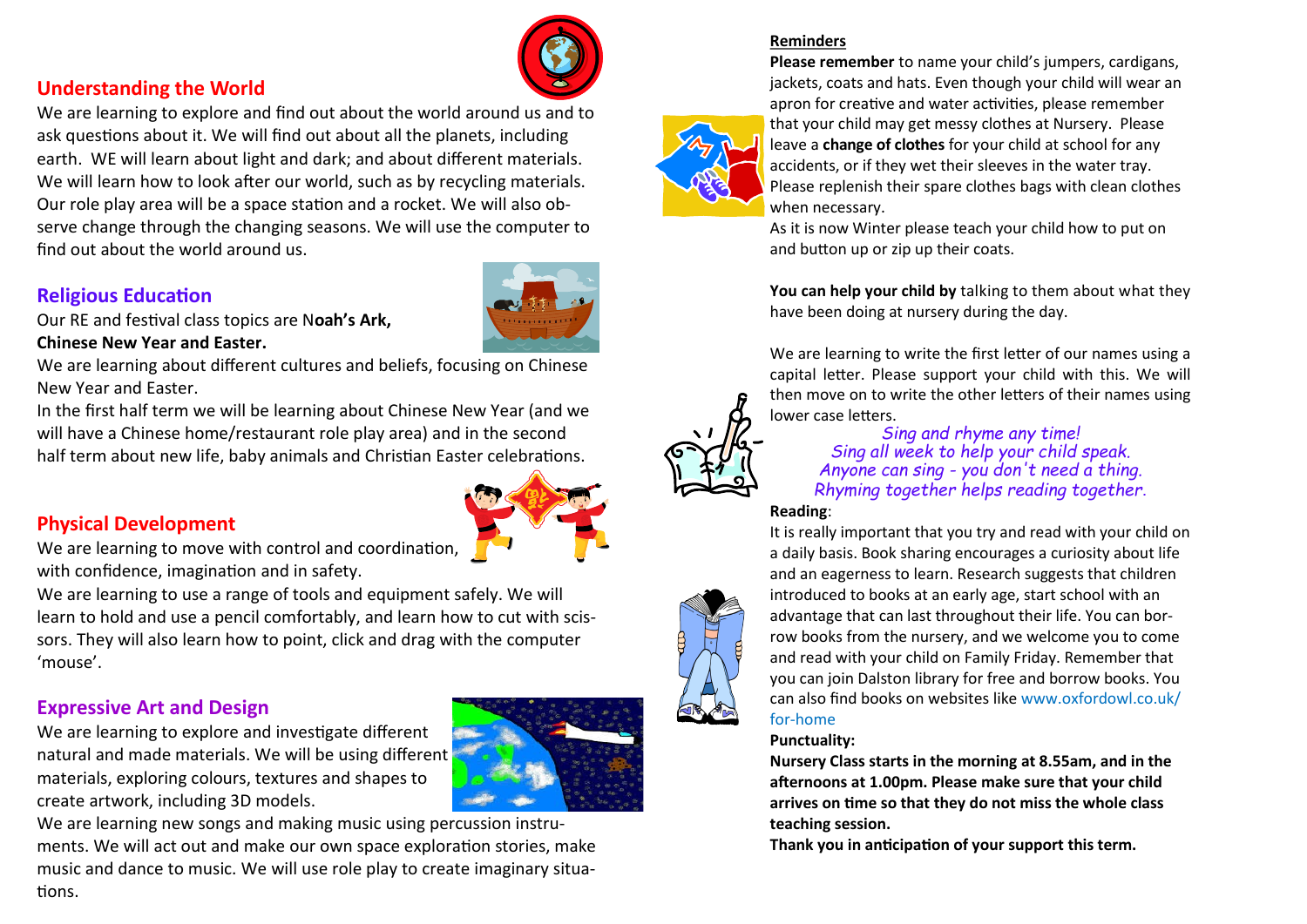## Understanding the World

We are learning to explore and find out about the world around us and to ask questions about it. We will find out about all the planets, including earth. WE will learn about light and dark; and about different materials. We will learn how to look after our world, such as by recycling materials. Our role play area will be a space station and a rocket. We will also observe change through the changing seasons. We will use the computer to find out about the world around us.

## Religious Education

Our RE and festival class topics are N**oah's Ark, Chinese New Year and Easter.**

We are learning about different cultures and beliefs, focusing on Chinese New Year and Easter.

In the first half term we will be learning about Chinese New Year (and we will have a Chinese home/restaurant role play area) and in the second half term about new life, baby animals and Christian Easter celebrations.

## Physical Development

We are learning to move with control and coordination, with confidence, imagination and in safety.

We are learning to use a range of tools and equipment safely. We will learn to hold and use a pencil comfortably, and learn how to cut with scissors. They will also learn how to point, click and drag with the computer 'mouse'.

## Expressive Art and Design

We are learning to explore and investigate different natural and made materials. We will be using different materials, exploring colours, textures and shapes to create artwork, including 3D models.

We are learning new songs and making music using percussion instruments. We will act out and make our own space exploration stories, make music and dance to music. We will use role play to create imaginary situations.

**Reminders**

**Please remember** to name your child's jumpers, cardigans, jackets, coats and hats. Even though your child will wear an apron for creative and water activities, please remember that your child may get messy clothes at Nursery. Please leave a **change of clothes** for your child at school for any accidents, or if they wet their sleeves in the water tray. Please replenish their spare clothes bags with clean clothes when necessary.

As it is now Winter please teach your child how to put on and button up or zip up their coats.

**You can help your child by** talking to them about what they have been doing at nursery during the day.

We are learning to write the first letter of our names using a capital letter. Please support your child with this. We will then move on to write the other letters of their names using lower case letters.

*Sing and rhyme any time!*
*Sing all week to help your child speak.*
*Anyone can sing - you don't need a thing.*
*Rhyming together helps reading together.*

**Reading**:

It is really important that you try and read with your child on a daily basis. Book sharing encourages a curiosity about life and an eagerness to learn. Research suggests that children introduced to books at an early age, start school with an advantage that can last throughout their life. You can borrow books from the nursery, and we welcome you to come and read with your child on Family Friday. Remember that you can join Dalston library for free and borrow books. You can also find books on websites like www.oxfordowl.co.uk/for-home

**Punctuality:**

**Nursery Class starts in the morning at 8.55am, and in the afternoons at 1.00pm. Please make sure that your child arrives on time so that they do not miss the whole class teaching session.**

**Thank you in anticipation of your support this term.**